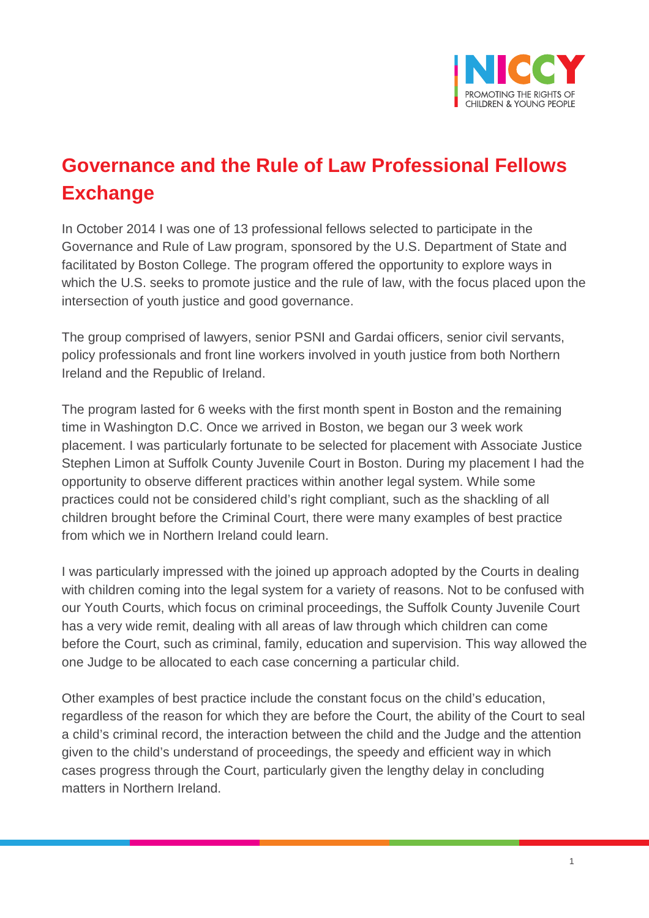# Governance and the Rule of Law Professional Fellows Exchange

In October 2014 I was one of 13 professional fellows selected to participate in the Governance and Rule of Law program, sponsored by the U.S. Department of State and facilitated by Boston College. The program offered the opportunity to explore ways in which the U.S. seeks to promote justice and the rule of law, with the focus placed upon the intersection of youth justice and good governance.

The group comprised of lawyers, senior PSNI and Gardai officers, senior civil servants, policy professionals and front line workers involved in youth justice from both Northern Ireland and the Republic of Ireland.

The program lasted for 6 weeks with the first month spent in Boston and the remaining time in Washington D.C. Once we arrived in Boston, we began our 3 week work placement. I was particularly fortunate to be selected for placement with Associate Justice Stephen Limon at Suffolk County Juvenile Court in Boston. During my placement I had the opportunity to observe different practices within another legal system. While some practices could not be considered child's right compliant, such as the shackling of all children brought before the Criminal Court, there were many examples of best practice from which we in Northern Ireland could learn.

I was particularly impressed with the joined up approach adopted by the Courts in dealing with children coming into the legal system for a variety of reasons. Not to be confused with our Youth Courts, which focus on criminal proceedings, the Suffolk County Juvenile Court has a very wide remit, dealing with all areas of law through which children can come before the Court, such as criminal, family, education and supervision. This way allowed the one Judge to be allocated to each case concerning a particular child.

Other examples of best practice include the constant focus on the child's education, regardless of the reason for which they are before the Court, the ability of the Court to seal a child's criminal record, the interaction between the child and the Judge and the attention given to the child's understand of proceedings, the speedy and efficient way in which cases progress through the Court, particularly given the lengthy delay in concluding matters in Northern Ireland.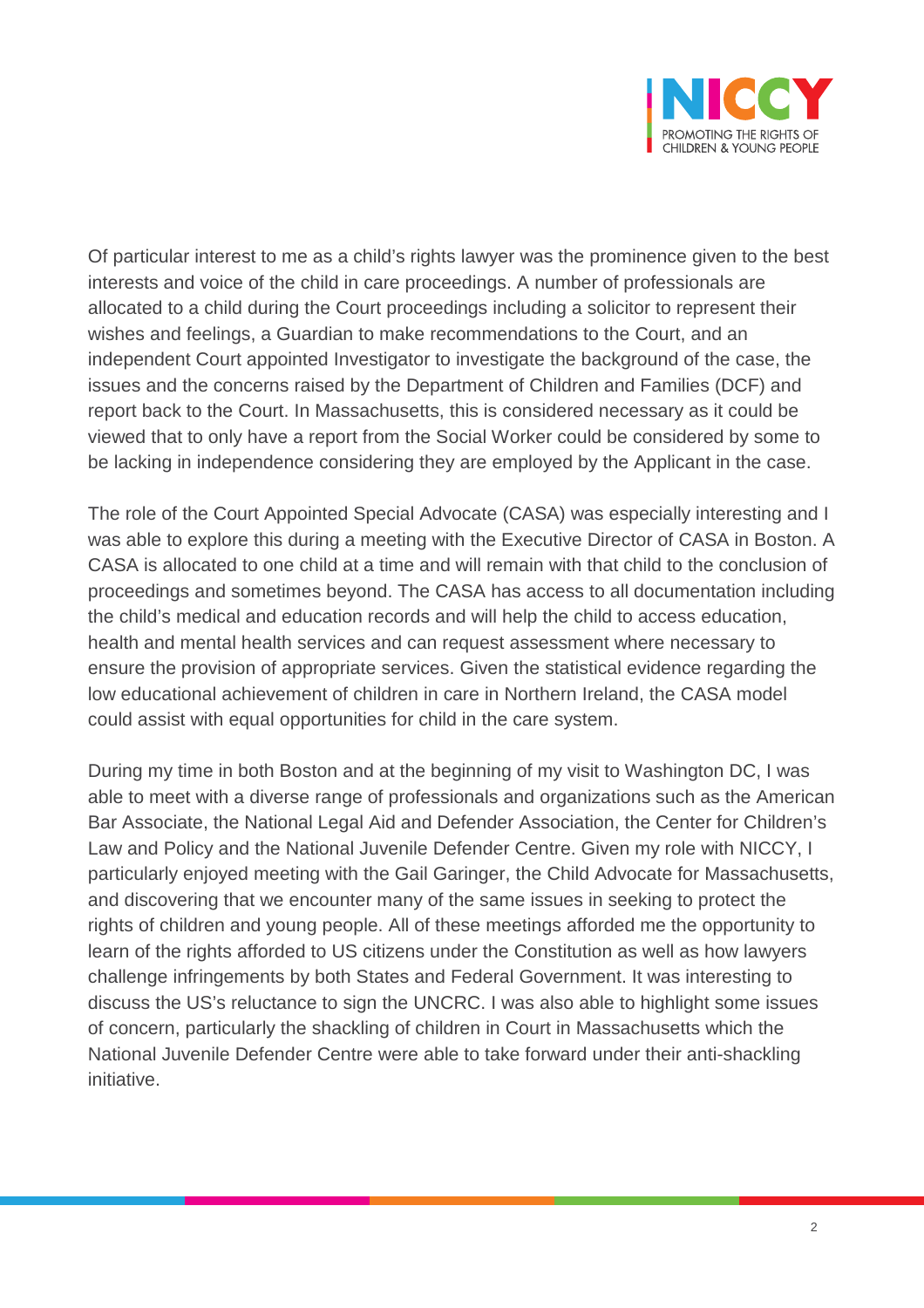Of particular interest to me as a child's rights lawyer was the prominence given to the best interests and voice of the child in care proceedings. A number of professionals are allocated to a child during the Court proceedings including a solicitor to represent their wishes and feelings, a Guardian to make recommendations to the Court, and an independent Court appointed Investigator to investigate the background of the case, the issues and the concerns raised by the Department of Children and Families (DCF) and report back to the Court. In Massachusetts, this is considered necessary as it could be viewed that to only have a report from the Social Worker could be considered by some to be lacking in independence considering they are employed by the Applicant in the case.

The role of the Court Appointed Special Advocate (CASA) was especially interesting and I was able to explore this during a meeting with the Executive Director of CASA in Boston. A CASA is allocated to one child at a time and will remain with that child to the conclusion of proceedings and sometimes beyond. The CASA has access to all documentation including the child's medical and education records and will help the child to access education, health and mental health services and can request assessment where necessary to ensure the provision of appropriate services. Given the statistical evidence regarding the low educational achievement of children in care in Northern Ireland, the CASA model could assist with equal opportunities for child in the care system.

During my time in both Boston and at the beginning of my visit to Washington DC, I was able to meet with a diverse range of professionals and organizations such as the American Bar Associate, the National Legal Aid and Defender Association, the Center for Children's Law and Policy and the National Juvenile Defender Centre. Given my role with NICCY, I particularly enjoyed meeting with the Gail Garinger, the Child Advocate for Massachusetts, and discovering that we encounter many of the same issues in seeking to protect the rights of children and young people. All of these meetings afforded me the opportunity to learn of the rights afforded to US citizens under the Constitution as well as how lawyers challenge infringements by both States and Federal Government. It was interesting to discuss the US's reluctance to sign the UNCRC. I was also able to highlight some issues of concern, particularly the shackling of children in Court in Massachusetts which the National Juvenile Defender Centre were able to take forward under their anti-shackling initiative.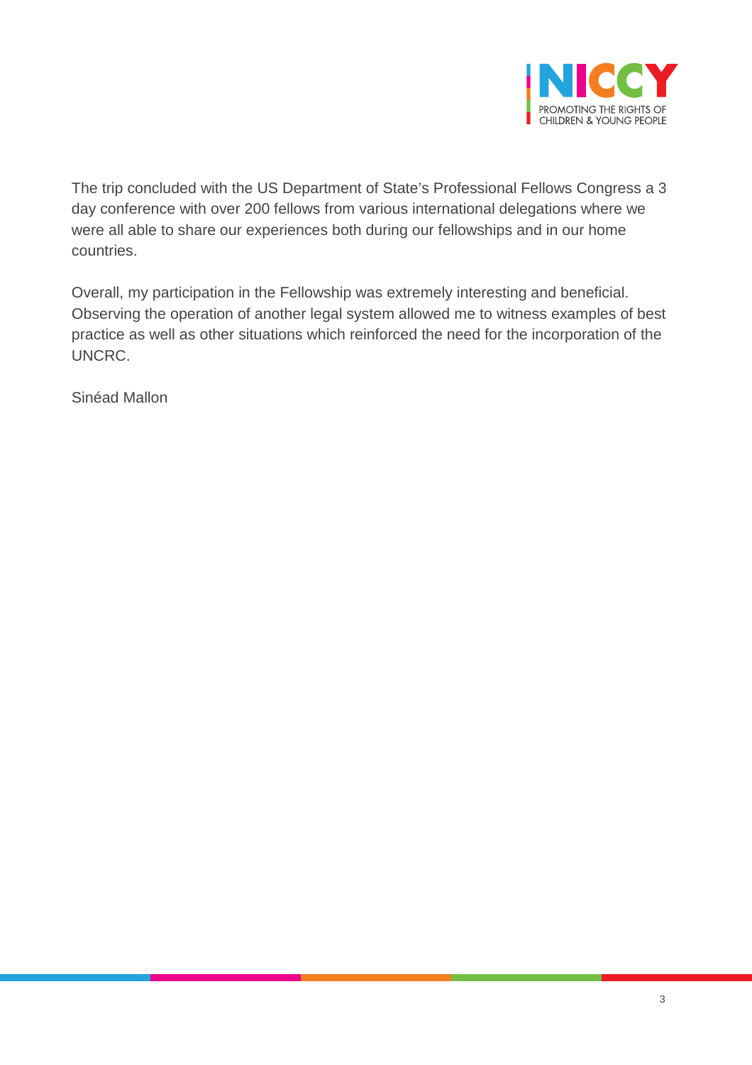The trip concluded with the US Department of State's Professional Fellows Congress a 3 day conference with over 200 fellows from various international delegations where we were all able to share our experiences both during our fellowships and in our home countries.

Overall, my participation in the Fellowship was extremely interesting and beneficial. Observing the operation of another legal system allowed me to witness examples of best practice as well as other situations which reinforced the need for the incorporation of the UNCRC.

Sinéad Mallon